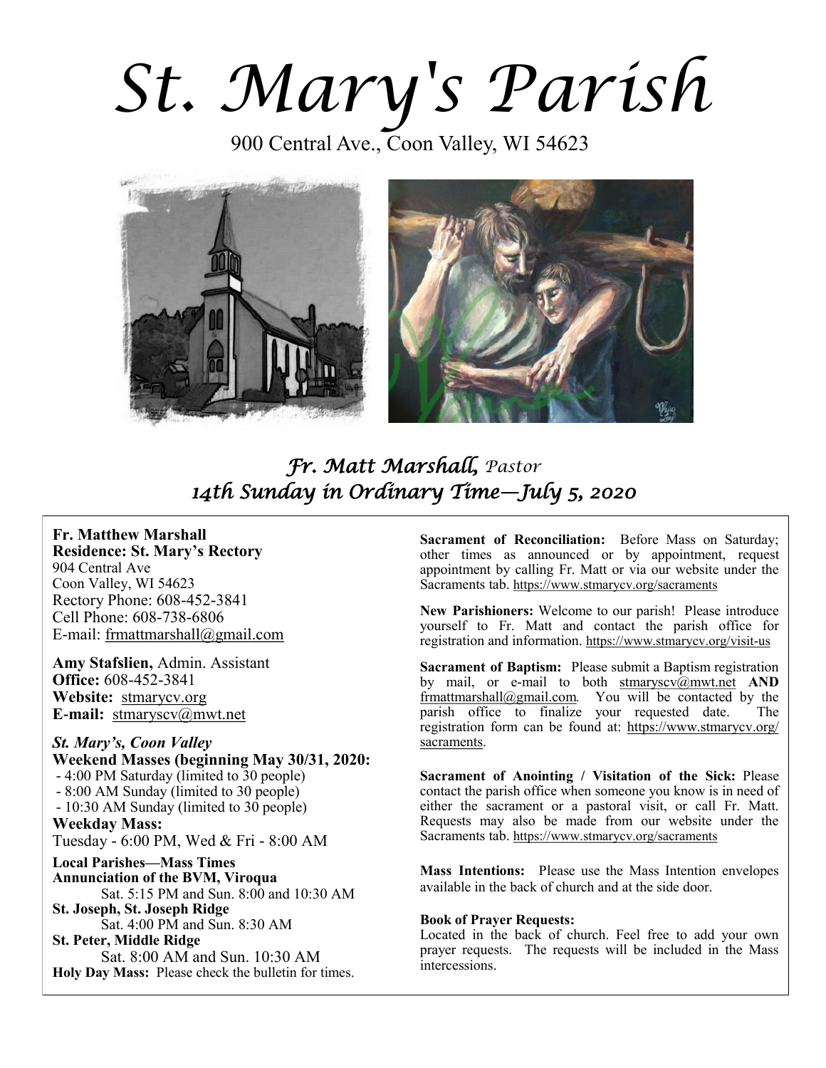# St. Mary's Parish

900 Central Ave., Coon Valley, WI 54623

## *Fr. Matt Marshall, Pastor*
## *14th Sunday in Ordinary Time—July 5, 2020*

**Fr. Matthew Marshall**
**Residence: St. Mary's Rectory**
904 Central Ave
Coon Valley, WI 54623
Rectory Phone: 608-452-3841
Cell Phone: 608-738-6806
E-mail: frmattmarshall@gmail.com

**Amy Stafslien,** Admin. Assistant
**Office:** 608-452-3841
**Website:** stmarycv.org
**E-mail:** stmaryscv@mwt.net

***St. Mary's, Coon Valley***
**Weekend Masses (beginning May 30/31, 2020:**
- 4:00 PM Saturday (limited to 30 people)
- 8:00 AM Sunday (limited to 30 people)
- 10:30 AM Sunday (limited to 30 people)

**Weekday Mass:**
Tuesday - 6:00 PM, Wed & Fri - 8:00 AM

**Local Parishes—Mass Times**
**Annunciation of the BVM, Viroqua**
Sat. 5:15 PM and Sun. 8:00 and 10:30 AM
**St. Joseph, St. Joseph Ridge**
Sat. 4:00 PM and Sun. 8:30 AM
**St. Peter, Middle Ridge**
Sat. 8:00 AM and Sun. 10:30 AM
**Holy Day Mass:** Please check the bulletin for times.

**Sacrament of Reconciliation:** Before Mass on Saturday; other times as announced or by appointment, request appointment by calling Fr. Matt or via our website under the Sacraments tab. https://www.stmarycv.org/sacraments

**New Parishioners:** Welcome to our parish! Please introduce yourself to Fr. Matt and contact the parish office for registration and information. https://www.stmarycv.org/visit-us

**Sacrament of Baptism:** Please submit a Baptism registration by mail, or e-mail to both stmaryscv@mwt.net **AND** frmattmarshall@gmail.com. You will be contacted by the parish office to finalize your requested date. The registration form can be found at: https://www.stmarycv.org/sacraments.

**Sacrament of Anointing / Visitation of the Sick:** Please contact the parish office when someone you know is in need of either the sacrament or a pastoral visit, or call Fr. Matt. Requests may also be made from our website under the Sacraments tab. https://www.stmarycv.org/sacraments

**Mass Intentions:** Please use the Mass Intention envelopes available in the back of church and at the side door.

**Book of Prayer Requests:**
Located in the back of church. Feel free to add your own prayer requests. The requests will be included in the Mass intercessions.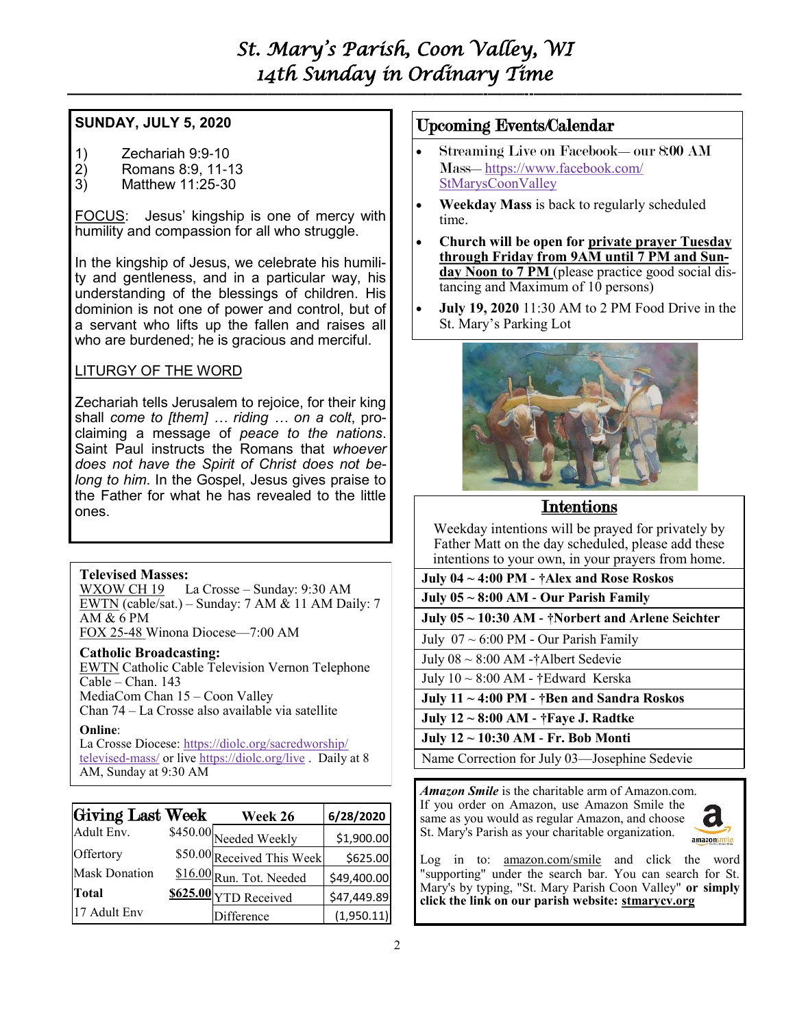# St. Mary's Parish, Coon Valley, WI
## 14th Sunday in Ordinary Time

**SUNDAY, JULY 5, 2020**

1) Zechariah 9:9-10
2) Romans 8:9, 11-13
3) Matthew 11:25-30

FOCUS: Jesus' kingship is one of mercy with humility and compassion for all who struggle.

In the kingship of Jesus, we celebrate his humility and gentleness, and in a particular way, his understanding of the blessings of children. His dominion is not one of power and control, but of a servant who lifts up the fallen and raises all who are burdened; he is gracious and merciful.

LITURGY OF THE WORD

Zechariah tells Jerusalem to rejoice, for their king shall *come to [them] … riding … on a colt*, proclaiming a message of *peace to the nations*. Saint Paul instructs the Romans that *whoever does not have the Spirit of Christ does not belong to him*. In the Gospel, Jesus gives praise to the Father for what he has revealed to the little ones.

**Televised Masses:**
WXOW CH 19 La Crosse – Sunday: 9:30 AM
EWTN (cable/sat.) – Sunday: 7 AM & 11 AM Daily: 7 AM & 6 PM
FOX 25-48 Winona Diocese—7:00 AM

**Catholic Broadcasting:**
EWTN Catholic Cable Television Vernon Telephone Cable – Chan. 143
MediaCom Chan 15 – Coon Valley
Chan 74 – La Crosse also available via satellite

**Online**:
La Crosse Diocese: https://diolc.org/sacredworship/televised-mass/ or live https://diolc.org/live . Daily at 8 AM, Sunday at 9:30 AM

| Giving Last Week | | Week 26 | 6/28/2020 |
|---|---|---|---|
| Adult Env. | $450.00 | Needed Weekly | $1,900.00 |
| Offertory | $50.00 | Received This Week | $625.00 |
| Mask Donation | $16.00 | Run. Tot. Needed | $49,400.00 |
| **Total** | **$625.00** | YTD Received | $47,449.89 |
| 17 Adult Env | | Difference | (1,950.11) |

## Upcoming Events/Calendar

- Streaming Live on Facebook— our 8:00 AM Mass— https://www.facebook.com/StMarysCoonValley
- **Weekday Mass** is back to regularly scheduled time.
- **Church will be open for private prayer Tuesday through Friday from 9AM until 7 PM and Sunday Noon to 7 PM** (please practice good social distancing and Maximum of 10 persons)
- **July 19, 2020** 11:30 AM to 2 PM Food Drive in the St. Mary's Parking Lot

## Intentions

Weekday intentions will be prayed for privately by Father Matt on the day scheduled, please add these intentions to your own, in your prayers from home.

**July 04 ~ 4:00 PM - †Alex and Rose Roskos**
**July 05 ~ 8:00 AM - Our Parish Family**
**July 05 ~ 10:30 AM - †Norbert and Arlene Seichter**
July 07 ~ 6:00 PM - Our Parish Family
July 08 ~ 8:00 AM -†Albert Sedevie
July 10 ~ 8:00 AM - †Edward Kerska
**July 11 ~ 4:00 PM - †Ben and Sandra Roskos**
**July 12 ~ 8:00 AM - †Faye J. Radtke**
**July 12 ~ 10:30 AM - Fr. Bob Monti**
Name Correction for July 03—Josephine Sedevie

***Amazon Smile*** is the charitable arm of Amazon.com. If you order on Amazon, use Amazon Smile the same as you would as regular Amazon, and choose St. Mary's Parish as your charitable organization.

Log in to: amazon.com/smile and click the word "supporting" under the search bar. You can search for St. Mary's by typing, "St. Mary Parish Coon Valley" **or simply click the link on our parish website: stmarycv.org**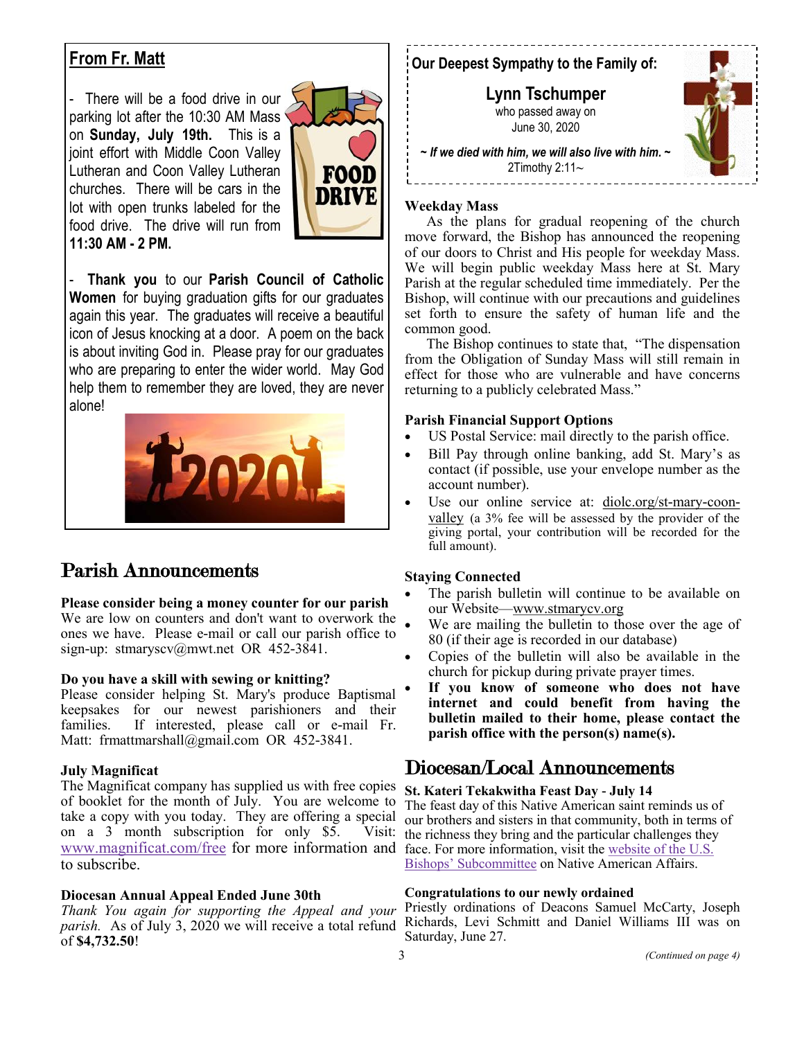## From Fr. Matt

- There will be a food drive in our parking lot after the 10:30 AM Mass on **Sunday, July 19th.** This is a joint effort with Middle Coon Valley Lutheran and Coon Valley Lutheran churches. There will be cars in the lot with open trunks labeled for the food drive. The drive will run from **11:30 AM - 2 PM.**

- **Thank you** to our **Parish Council of Catholic Women** for buying graduation gifts for our graduates again this year. The graduates will receive a beautiful icon of Jesus knocking at a door. A poem on the back is about inviting God in. Please pray for our graduates who are preparing to enter the wider world. May God help them to remember they are loved, they are never alone!

## Parish Announcements

**Please consider being a money counter for our parish**
We are low on counters and don't want to overwork the ones we have. Please e-mail or call our parish office to sign-up: stmaryscv@mwt.net OR 452-3841.

**Do you have a skill with sewing or knitting?**
Please consider helping St. Mary's produce Baptismal keepsakes for our newest parishioners and their families. If interested, please call or e-mail Fr. Matt: frmattmarshall@gmail.com OR 452-3841.

**July Magnificat**
The Magnificat company has supplied us with free copies of booklet for the month of July. You are welcome to take a copy with you today. They are offering a special on a 3 month subscription for only $5. Visit: www.magnificat.com/free for more information and to subscribe.

**Diocesan Annual Appeal Ended June 30th**
*Thank You again for supporting the Appeal and your parish.* As of July 3, 2020 we will receive a total refund of **$4,732.50**!

**Our Deepest Sympathy to the Family of:**

**Lynn Tschumper**
who passed away on
June 30, 2020

***~ If we died with him, we will also live with him. ~***
2Timothy 2:11~

**Weekday Mass**
As the plans for gradual reopening of the church move forward, the Bishop has announced the reopening of our doors to Christ and His people for weekday Mass. We will begin public weekday Mass here at St. Mary Parish at the regular scheduled time immediately. Per the Bishop, will continue with our precautions and guidelines set forth to ensure the safety of human life and the common good.
The Bishop continues to state that, "The dispensation from the Obligation of Sunday Mass will still remain in effect for those who are vulnerable and have concerns returning to a publicly celebrated Mass."

**Parish Financial Support Options**
- US Postal Service: mail directly to the parish office.
- Bill Pay through online banking, add St. Mary's as contact (if possible, use your envelope number as the account number).
- Use our online service at: diolc.org/st-mary-coon-valley (a 3% fee will be assessed by the provider of the giving portal, your contribution will be recorded for the full amount).

**Staying Connected**
- The parish bulletin will continue to be available on our Website—www.stmarycv.org
- We are mailing the bulletin to those over the age of 80 (if their age is recorded in our database)
- Copies of the bulletin will also be available in the church for pickup during private prayer times.
- **If you know of someone who does not have internet and could benefit from having the bulletin mailed to their home, please contact the parish office with the person(s) name(s).**

## Diocesan/Local Announcements

**St. Kateri Tekakwitha Feast Day - July 14**
The feast day of this Native American saint reminds us of our brothers and sisters in that community, both in terms of the richness they bring and the particular challenges they face. For more information, visit the website of the U.S. Bishops' Subcommittee on Native American Affairs.

**Congratulations to our newly ordained**
Priestly ordinations of Deacons Samuel McCarty, Joseph Richards, Levi Schmitt and Daniel Williams III was on Saturday, June 27.

*(Continued on page 4)*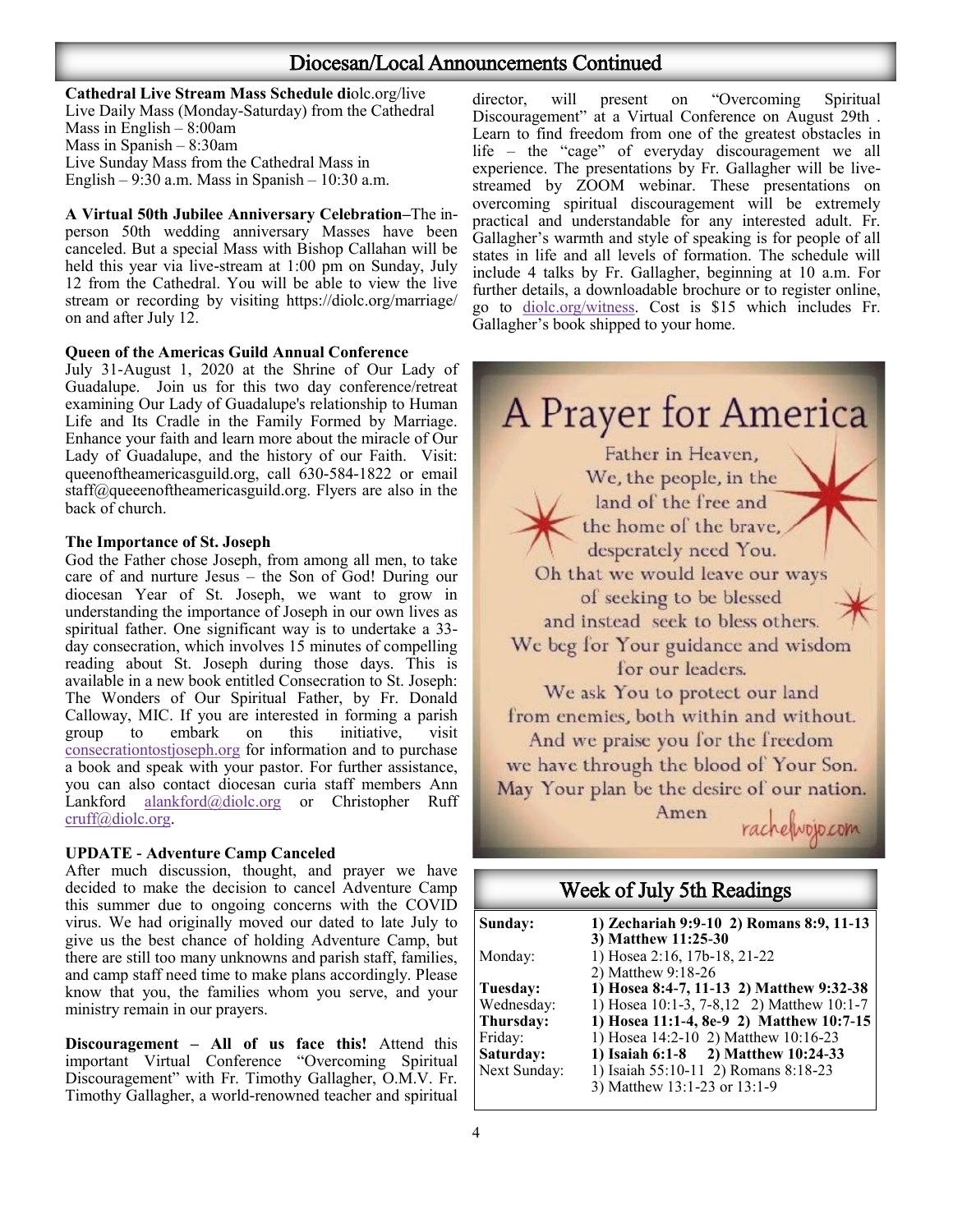## Diocesan/Local Announcements Continued

**Cathedral Live Stream Mass Schedule di**olc.org/live
Live Daily Mass (Monday-Saturday) from the Cathedral
Mass in English – 8:00am
Mass in Spanish – 8:30am
Live Sunday Mass from the Cathedral Mass in
English – 9:30 a.m. Mass in Spanish – 10:30 a.m.

**A Virtual 50th Jubilee Anniversary Celebration–**The in-person 50th wedding anniversary Masses have been canceled. But a special Mass with Bishop Callahan will be held this year via live-stream at 1:00 pm on Sunday, July 12 from the Cathedral. You will be able to view the live stream or recording by visiting https://diolc.org/marriage/ on and after July 12.

**Queen of the Americas Guild Annual Conference**
July 31-August 1, 2020 at the Shrine of Our Lady of Guadalupe. Join us for this two day conference/retreat examining Our Lady of Guadalupe's relationship to Human Life and Its Cradle in the Family Formed by Marriage. Enhance your faith and learn more about the miracle of Our Lady of Guadalupe, and the history of our Faith. Visit: queenoftheamericasguild.org, call 630-584-1822 or email staff@queeenoftheamericasguild.org. Flyers are also in the back of church.

**The Importance of St. Joseph**
God the Father chose Joseph, from among all men, to take care of and nurture Jesus – the Son of God! During our diocesan Year of St. Joseph, we want to grow in understanding the importance of Joseph in our own lives as spiritual father. One significant way is to undertake a 33-day consecration, which involves 15 minutes of compelling reading about St. Joseph during those days. This is available in a new book entitled Consecration to St. Joseph: The Wonders of Our Spiritual Father, by Fr. Donald Calloway, MIC. If you are interested in forming a parish group to embark on this initiative, visit consecrationtostjoseph.org for information and to purchase a book and speak with your pastor. For further assistance, you can also contact diocesan curia staff members Ann Lankford alankford@diolc.org or Christopher Ruff cruff@diolc.org.

**UPDATE - Adventure Camp Canceled**
After much discussion, thought, and prayer we have decided to make the decision to cancel Adventure Camp this summer due to ongoing concerns with the COVID virus. We had originally moved our dated to late July to give us the best chance of holding Adventure Camp, but there are still too many unknowns and parish staff, families, and camp staff need time to make plans accordingly. Please know that you, the families whom you serve, and your ministry remain in our prayers.

**Discouragement – All of us face this!** Attend this important Virtual Conference "Overcoming Spiritual Discouragement" with Fr. Timothy Gallagher, O.M.V. Fr. Timothy Gallagher, a world-renowned teacher and spiritual director, will present on "Overcoming Spiritual Discouragement" at a Virtual Conference on August 29th . Learn to find freedom from one of the greatest obstacles in life – the "cage" of everyday discouragement we all experience. The presentations by Fr. Gallagher will be live-streamed by ZOOM webinar. These presentations on overcoming spiritual discouragement will be extremely practical and understandable for any interested adult. Fr. Gallagher's warmth and style of speaking is for people of all states in life and all levels of formation. The schedule will include 4 talks by Fr. Gallagher, beginning at 10 a.m. For further details, a downloadable brochure or to register online, go to diolc.org/witness. Cost is $15 which includes Fr. Gallagher's book shipped to your home.

## A Prayer for America

Father in Heaven,
We, the people, in the
land of the free and
the home of the brave,
desperately need You.
Oh that we would leave our ways
of seeking to be blessed
and instead seek to bless others.
We beg for Your guidance and wisdom
for our leaders.
We ask You to protect our land
from enemies, both within and without.
And we praise you for the freedom
we have through the blood of Your Son.
May Your plan be the desire of our nation.
Amen

rachelwojo.com

## Week of July 5th Readings

| | |
|---|---|
| **Sunday:** | **1) Zechariah 9:9-10 2) Romans 8:9, 11-13 3) Matthew 11:25-30** |
| Monday: | 1) Hosea 2:16, 17b-18, 21-22 2) Matthew 9:18-26 |
| **Tuesday:** | **1) Hosea 8:4-7, 11-13 2) Matthew 9:32-38** |
| Wednesday: | 1) Hosea 10:1-3, 7-8,12 2) Matthew 10:1-7 |
| **Thursday:** | **1) Hosea 11:1-4, 8e-9 2) Matthew 10:7-15** |
| Friday: | 1) Hosea 14:2-10 2) Matthew 10:16-23 |
| **Saturday:** | **1) Isaiah 6:1-8 2) Matthew 10:24-33** |
| Next Sunday: | 1) Isaiah 55:10-11 2) Romans 8:18-23 3) Matthew 13:1-23 or 13:1-9 |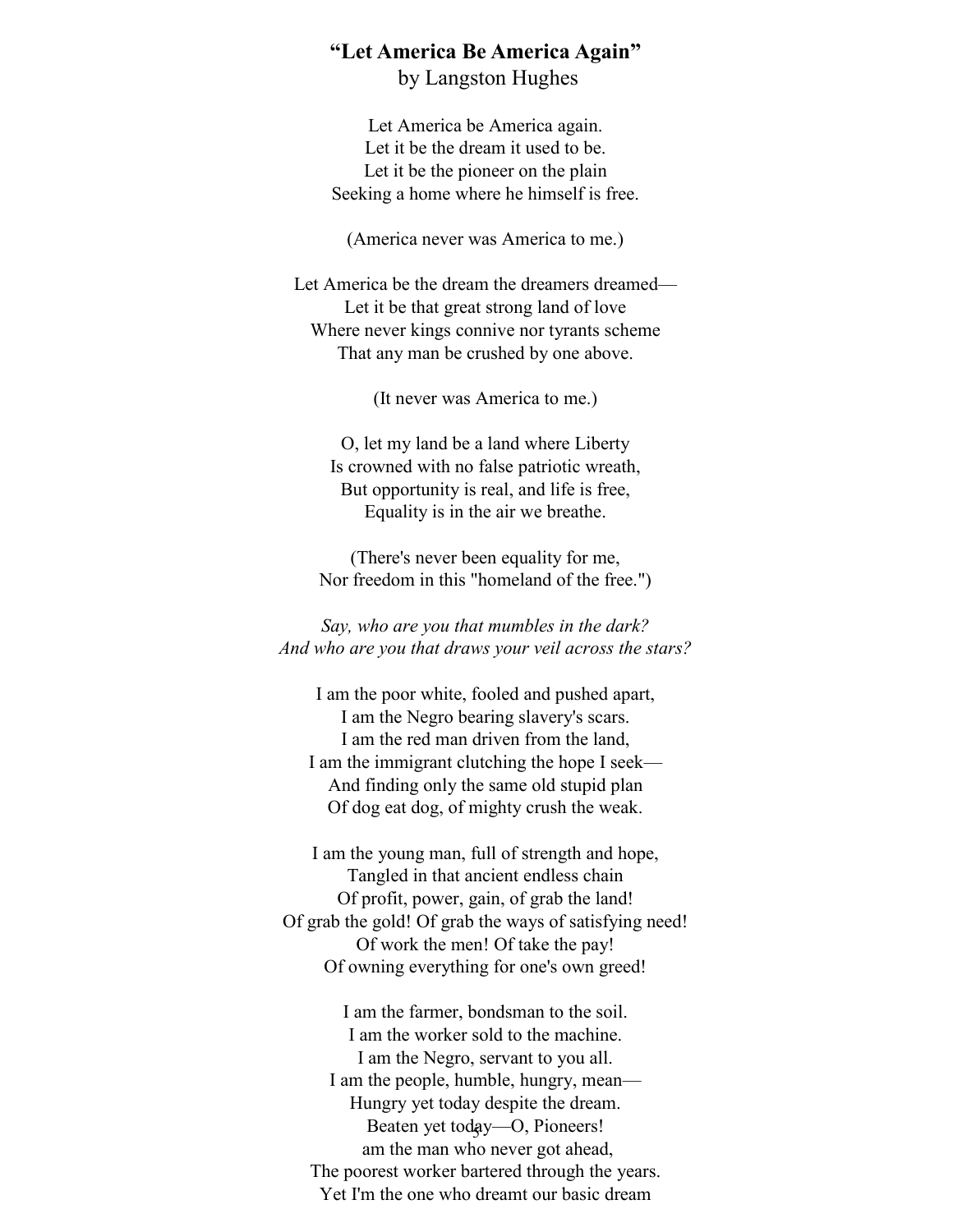**"Let America Be America Again"**
by Langston Hughes

Let America be America again.
Let it be the dream it used to be.
Let it be the pioneer on the plain
Seeking a home where he himself is free.

(America never was America to me.)

Let America be the dream the dreamers dreamed—
Let it be that great strong land of love
Where never kings connive nor tyrants scheme
That any man be crushed by one above.

(It never was America to me.)

O, let my land be a land where Liberty
Is crowned with no false patriotic wreath,
But opportunity is real, and life is free,
Equality is in the air we breathe.

(There's never been equality for me,
Nor freedom in this "homeland of the free.")

*Say, who are you that mumbles in the dark?*
*And who are you that draws your veil across the stars?*

I am the poor white, fooled and pushed apart,
I am the Negro bearing slavery's scars.
I am the red man driven from the land,
I am the immigrant clutching the hope I seek—
And finding only the same old stupid plan
Of dog eat dog, of mighty crush the weak.

I am the young man, full of strength and hope,
Tangled in that ancient endless chain
Of profit, power, gain, of grab the land!
Of grab the gold! Of grab the ways of satisfying need!
Of work the men! Of take the pay!
Of owning everything for one's own greed!

I am the farmer, bondsman to the soil.
I am the worker sold to the machine.
I am the Negro, servant to you all.
I am the people, humble, hungry, mean—
Hungry yet today despite the dream.
Beaten yet today—O, Pioneers!
am the man who never got ahead,
The poorest worker bartered through the years.
Yet I'm the one who dreamt our basic dream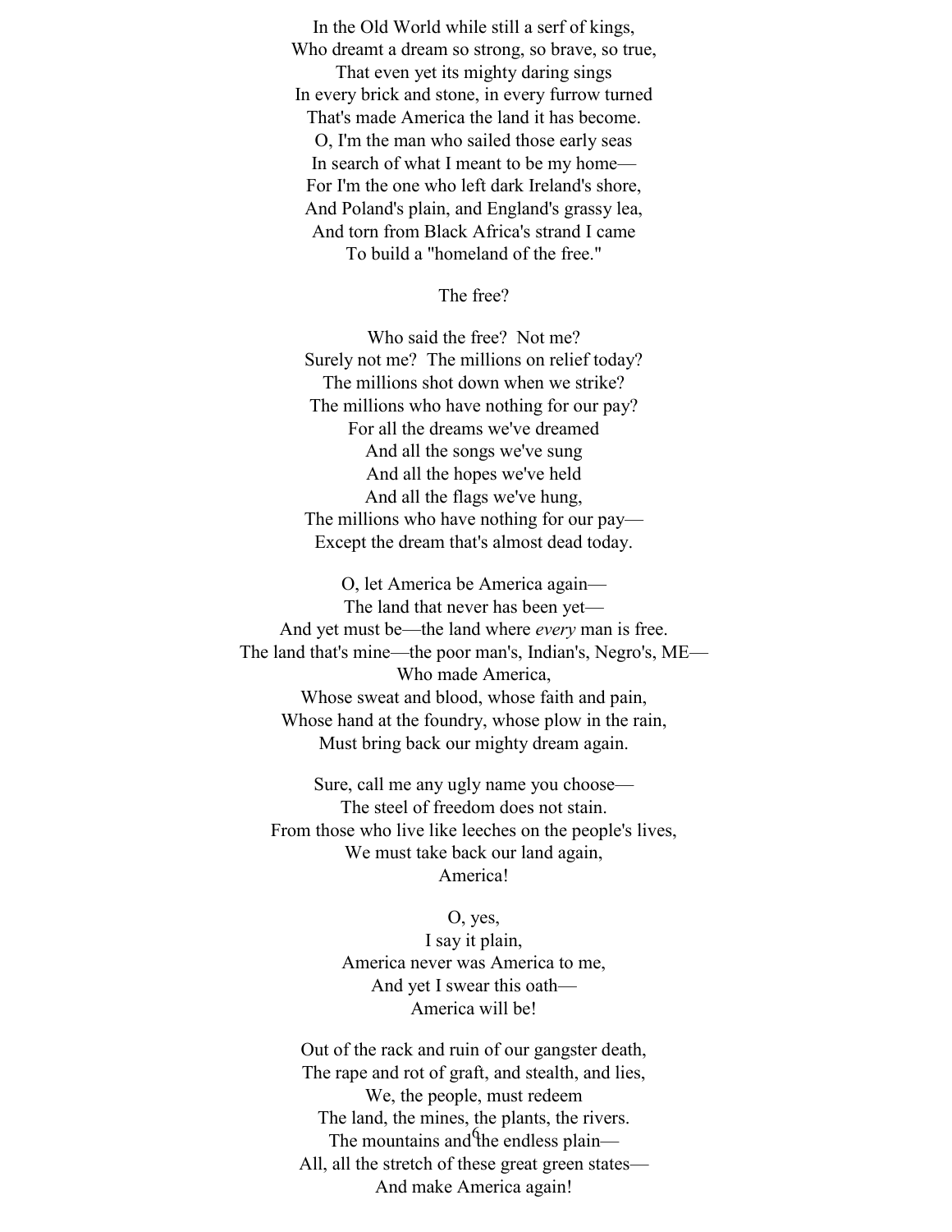In the Old World while still a serf of kings,  
Who dreamt a dream so strong, so brave, so true,  
That even yet its mighty daring sings  
In every brick and stone, in every furrow turned  
That's made America the land it has become.  
O, I'm the man who sailed those early seas  
In search of what I meant to be my home—  
For I'm the one who left dark Ireland's shore,  
And Poland's plain, and England's grassy lea,  
And torn from Black Africa's strand I came  
To build a "homeland of the free."

The free?

Who said the free?  Not me?  
Surely not me?  The millions on relief today?  
The millions shot down when we strike?  
The millions who have nothing for our pay?  
For all the dreams we've dreamed  
And all the songs we've sung  
And all the hopes we've held  
And all the flags we've hung,  
The millions who have nothing for our pay—  
Except the dream that's almost dead today.

O, let America be America again—  
The land that never has been yet—  
And yet must be—the land where *every* man is free.  
The land that's mine—the poor man's, Indian's, Negro's, ME—  
Who made America,  
Whose sweat and blood, whose faith and pain,  
Whose hand at the foundry, whose plow in the rain,  
Must bring back our mighty dream again.

Sure, call me any ugly name you choose—  
The steel of freedom does not stain.  
From those who live like leeches on the people's lives,  
We must take back our land again,  
America!

O, yes,  
I say it plain,  
America never was America to me,  
And yet I swear this oath—  
America will be!

Out of the rack and ruin of our gangster death,  
The rape and rot of graft, and stealth, and lies,  
We, the people, must redeem  
The land, the mines, the plants, the rivers.  
The mountains and the endless plain—  
All, all the stretch of these great green states—  
And make America again!